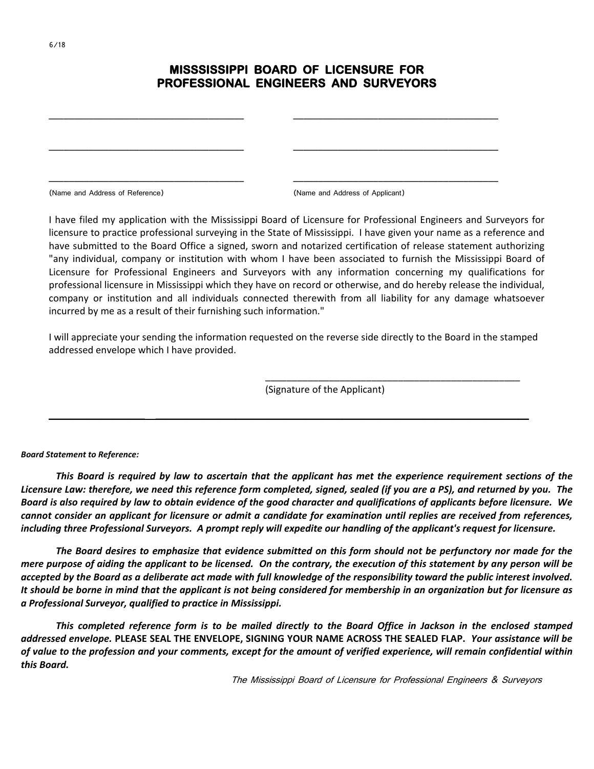6/18

# MISSSISSIPPI BOARD OF LICENSURE FOR PROFESSIONAL ENGINEERS AND SURVEYORS

| | |
|---|---|
| ___________________________________ | ___________________________________ |
| ___________________________________ | ___________________________________ |
| ___________________________________ | ___________________________________ |
| (Name and Address of Reference) | (Name and Address of Applicant) |

I have filed my application with the Mississippi Board of Licensure for Professional Engineers and Surveyors for licensure to practice professional surveying in the State of Mississippi. I have given your name as a reference and have submitted to the Board Office a signed, sworn and notarized certification of release statement authorizing "any individual, company or institution with whom I have been associated to furnish the Mississippi Board of Licensure for Professional Engineers and Surveyors with any information concerning my qualifications for professional licensure in Mississippi which they have on record or otherwise, and do hereby release the individual, company or institution and all individuals connected therewith from all liability for any damage whatsoever incurred by me as a result of their furnishing such information."

I will appreciate your sending the information requested on the reverse side directly to the Board in the stamped addressed envelope which I have provided.

_____________________________________________
(Signature of the Applicant)

---

***Board Statement to Reference:***

***This Board is required by law to ascertain that the applicant has met the experience requirement sections of the Licensure Law: therefore, we need this reference form completed, signed, sealed (if you are a PS), and returned by you. The Board is also required by law to obtain evidence of the good character and qualifications of applicants before licensure. We cannot consider an applicant for licensure or admit a candidate for examination until replies are received from references, including three Professional Surveyors. A prompt reply will expedite our handling of the applicant's request for licensure.***

***The Board desires to emphasize that evidence submitted on this form should not be perfunctory nor made for the mere purpose of aiding the applicant to be licensed. On the contrary, the execution of this statement by any person will be accepted by the Board as a deliberate act made with full knowledge of the responsibility toward the public interest involved. It should be borne in mind that the applicant is not being considered for membership in an organization but for licensure as a Professional Surveyor, qualified to practice in Mississippi.***

***This completed reference form is to be mailed directly to the Board Office in Jackson in the enclosed stamped addressed envelope.*** **PLEASE SEAL THE ENVELOPE, SIGNING YOUR NAME ACROSS THE SEALED FLAP.** ***Your assistance will be of value to the profession and your comments, except for the amount of verified experience, will remain confidential within this Board.***

*The Mississippi Board of Licensure for Professional Engineers & Surveyors*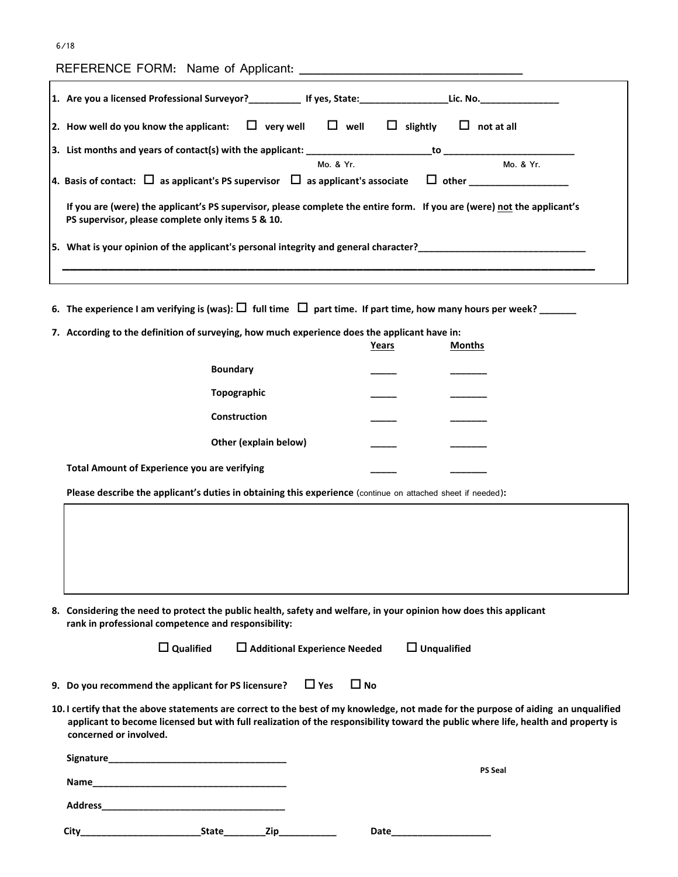6/18

REFERENCE FORM: Name of Applicant: ___________________________________

1. **Are you a licensed Professional Surveyor?__________ If yes, State:_________________Lic. No._______________**

2. **How well do you know the applicant:** ☐ **very well** ☐ **well** ☐ **slightly** ☐ **not at all**

3. **List months and years of contact(s) with the applicant: ________________________to _________________________**
   Mo. & Yr. Mo. & Yr.

4. **Basis of contact:** ☐ **as applicant's PS supervisor** ☐ **as applicant's associate** ☐ **other ___________________**

   **If you are (were) the applicant's PS supervisor, please complete the entire form. If you are (were) not the applicant's PS supervisor, please complete only items 5 & 10.**

5. **What is your opinion of the applicant's personal integrity and general character?________________________________**

   ________________________________________________________________________________________________

6. **The experience I am verifying is (was):** ☐ **full time** ☐ **part time. If part time, how many hours per week? _______**

7. **According to the definition of surveying, how much experience does the applicant have in:**

| | **Years** | **Months** |
|---|---|---|
| **Boundary** | _____ | _______ |
| **Topographic** | _____ | _______ |
| **Construction** | _____ | _______ |
| **Other (explain below)** | _____ | _______ |
| **Total Amount of Experience you are verifying** | _____ | _______ |

   **Please describe the applicant's duties in obtaining this experience** (continue on attached sheet if needed)**:**

8. **Considering the need to protect the public health, safety and welfare, in your opinion how does this applicant rank in professional competence and responsibility:**

   ☐ **Qualified** ☐ **Additional Experience Needed** ☐ **Unqualified**

9. **Do you recommend the applicant for PS licensure?** ☐ **Yes** ☐ **No**

10. **I certify that the above statements are correct to the best of my knowledge, not made for the purpose of aiding an unqualified applicant to become licensed but with full realization of the responsibility toward the public where life, health and property is concerned or involved.**

**Signature__________________________________**

**Name_____________________________________**

**Address___________________________________**

**City_______________________State________Zip___________** **Date___________________**

**PS Seal**